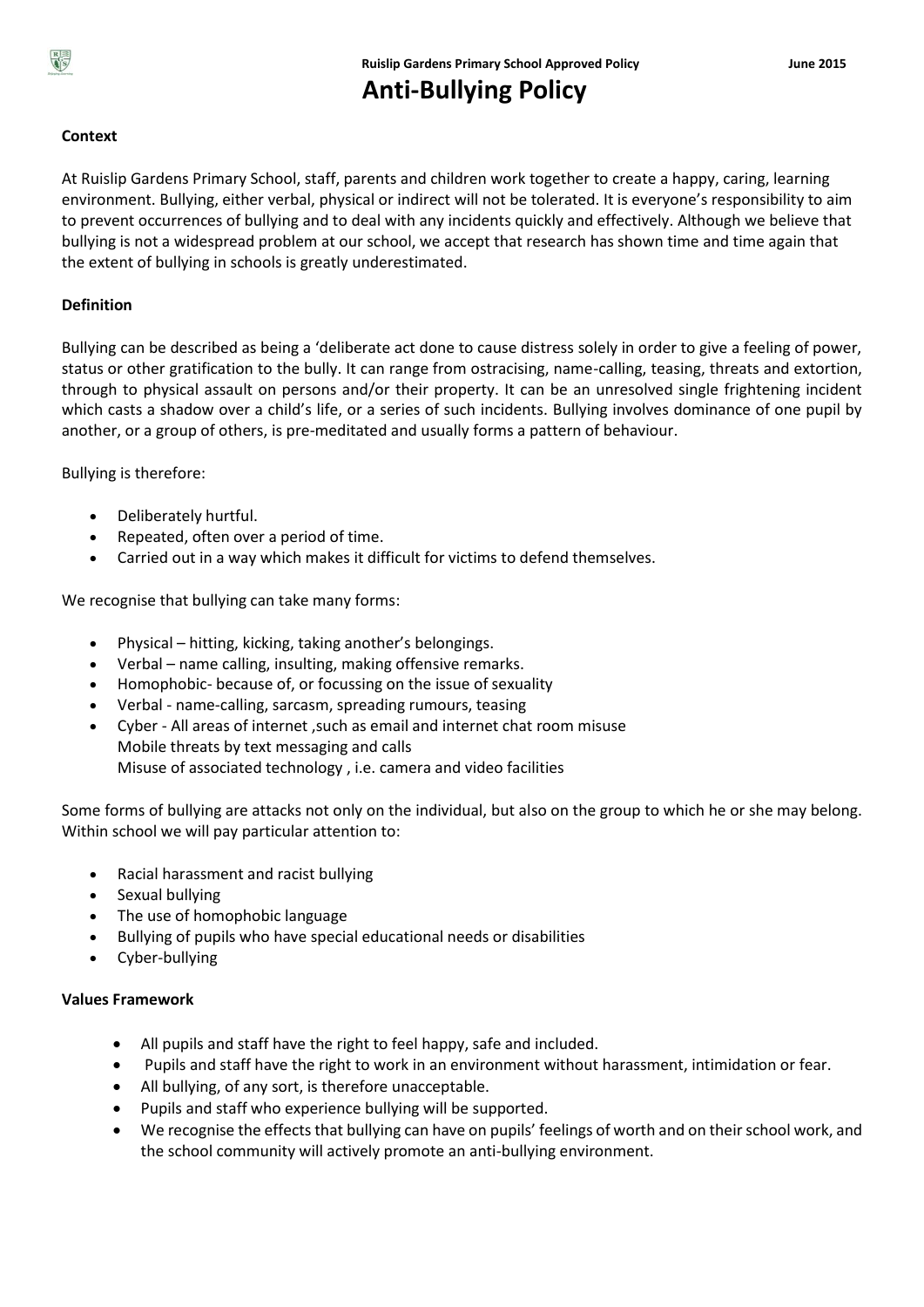# Anti-Bullying Policy

**Context**

At Ruislip Gardens Primary School, staff, parents and children work together to create a happy, caring, learning environment. Bullying, either verbal, physical or indirect will not be tolerated. It is everyone's responsibility to aim to prevent occurrences of bullying and to deal with any incidents quickly and effectively. Although we believe that bullying is not a widespread problem at our school, we accept that research has shown time and time again that the extent of bullying in schools is greatly underestimated.

**Definition**

Bullying can be described as being a 'deliberate act done to cause distress solely in order to give a feeling of power, status or other gratification to the bully. It can range from ostracising, name-calling, teasing, threats and extortion, through to physical assault on persons and/or their property. It can be an unresolved single frightening incident which casts a shadow over a child's life, or a series of such incidents. Bullying involves dominance of one pupil by another, or a group of others, is pre-meditated and usually forms a pattern of behaviour.

Bullying is therefore:

- Deliberately hurtful.
- Repeated, often over a period of time.
- Carried out in a way which makes it difficult for victims to defend themselves.

We recognise that bullying can take many forms:

- Physical – hitting, kicking, taking another's belongings.
- Verbal – name calling, insulting, making offensive remarks.
- Homophobic- because of, or focussing on the issue of sexuality
- Verbal - name-calling, sarcasm, spreading rumours, teasing
- Cyber - All areas of internet ,such as email and internet chat room misuse
  Mobile threats by text messaging and calls
  Misuse of associated technology , i.e. camera and video facilities

Some forms of bullying are attacks not only on the individual, but also on the group to which he or she may belong. Within school we will pay particular attention to:

- Racial harassment and racist bullying
- Sexual bullying
- The use of homophobic language
- Bullying of pupils who have special educational needs or disabilities
- Cyber-bullying

**Values Framework**

- All pupils and staff have the right to feel happy, safe and included.
- Pupils and staff have the right to work in an environment without harassment, intimidation or fear.
- All bullying, of any sort, is therefore unacceptable.
- Pupils and staff who experience bullying will be supported.
- We recognise the effects that bullying can have on pupils' feelings of worth and on their school work, and the school community will actively promote an anti-bullying environment.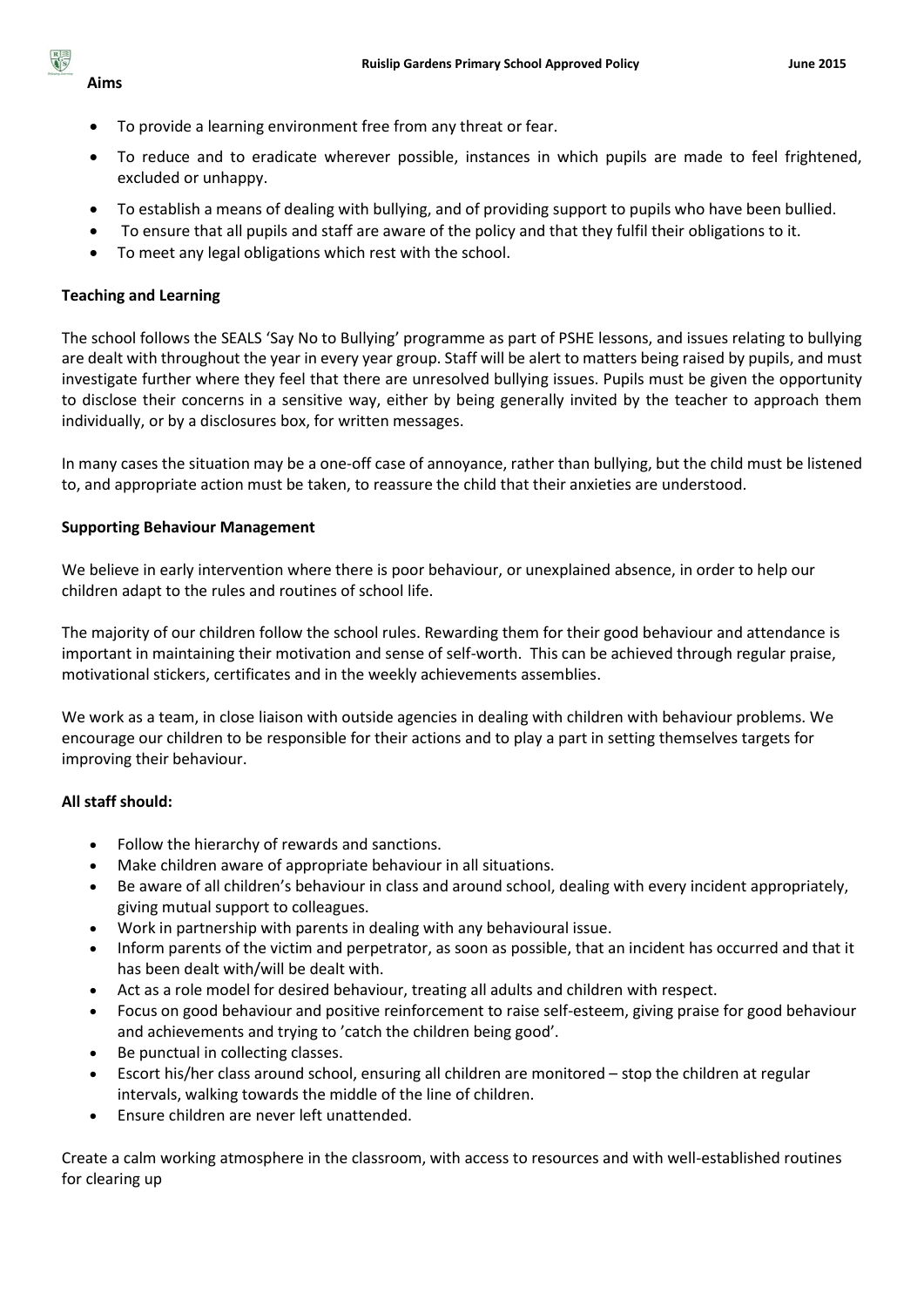**Aims**

- To provide a learning environment free from any threat or fear.
- To reduce and to eradicate wherever possible, instances in which pupils are made to feel frightened, excluded or unhappy.
- To establish a means of dealing with bullying, and of providing support to pupils who have been bullied.
- To ensure that all pupils and staff are aware of the policy and that they fulfil their obligations to it.
- To meet any legal obligations which rest with the school.

**Teaching and Learning**

The school follows the SEALS 'Say No to Bullying' programme as part of PSHE lessons, and issues relating to bullying are dealt with throughout the year in every year group. Staff will be alert to matters being raised by pupils, and must investigate further where they feel that there are unresolved bullying issues. Pupils must be given the opportunity to disclose their concerns in a sensitive way, either by being generally invited by the teacher to approach them individually, or by a disclosures box, for written messages.

In many cases the situation may be a one-off case of annoyance, rather than bullying, but the child must be listened to, and appropriate action must be taken, to reassure the child that their anxieties are understood.

**Supporting Behaviour Management**

We believe in early intervention where there is poor behaviour, or unexplained absence, in order to help our children adapt to the rules and routines of school life.

The majority of our children follow the school rules. Rewarding them for their good behaviour and attendance is important in maintaining their motivation and sense of self-worth. This can be achieved through regular praise, motivational stickers, certificates and in the weekly achievements assemblies.

We work as a team, in close liaison with outside agencies in dealing with children with behaviour problems. We encourage our children to be responsible for their actions and to play a part in setting themselves targets for improving their behaviour.

**All staff should:**

- Follow the hierarchy of rewards and sanctions.
- Make children aware of appropriate behaviour in all situations.
- Be aware of all children's behaviour in class and around school, dealing with every incident appropriately, giving mutual support to colleagues.
- Work in partnership with parents in dealing with any behavioural issue.
- Inform parents of the victim and perpetrator, as soon as possible, that an incident has occurred and that it has been dealt with/will be dealt with.
- Act as a role model for desired behaviour, treating all adults and children with respect.
- Focus on good behaviour and positive reinforcement to raise self-esteem, giving praise for good behaviour and achievements and trying to 'catch the children being good'.
- Be punctual in collecting classes.
- Escort his/her class around school, ensuring all children are monitored – stop the children at regular intervals, walking towards the middle of the line of children.
- Ensure children are never left unattended.

Create a calm working atmosphere in the classroom, with access to resources and with well-established routines for clearing up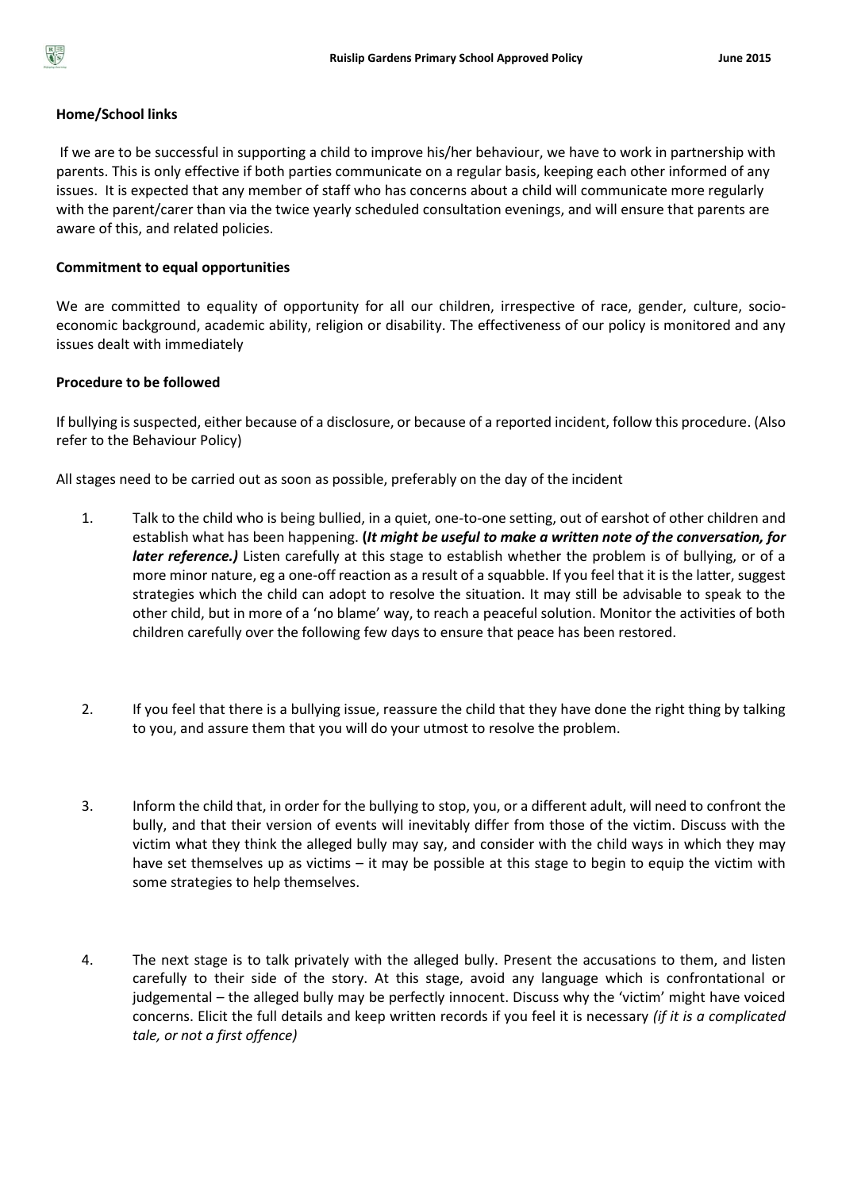## Home/School links

If we are to be successful in supporting a child to improve his/her behaviour, we have to work in partnership with parents. This is only effective if both parties communicate on a regular basis, keeping each other informed of any issues. It is expected that any member of staff who has concerns about a child will communicate more regularly with the parent/carer than via the twice yearly scheduled consultation evenings, and will ensure that parents are aware of this, and related policies.

## Commitment to equal opportunities

We are committed to equality of opportunity for all our children, irrespective of race, gender, culture, socio-economic background, academic ability, religion or disability. The effectiveness of our policy is monitored and any issues dealt with immediately

## Procedure to be followed

If bullying is suspected, either because of a disclosure, or because of a reported incident, follow this procedure. (Also refer to the Behaviour Policy)

All stages need to be carried out as soon as possible, preferably on the day of the incident

1. Talk to the child who is being bullied, in a quiet, one-to-one setting, out of earshot of other children and establish what has been happening. **(*It might be useful to make a written note of the conversation, for later reference.)*** Listen carefully at this stage to establish whether the problem is of bullying, or of a more minor nature, eg a one-off reaction as a result of a squabble. If you feel that it is the latter, suggest strategies which the child can adopt to resolve the situation. It may still be advisable to speak to the other child, but in more of a 'no blame' way, to reach a peaceful solution. Monitor the activities of both children carefully over the following few days to ensure that peace has been restored.

2. If you feel that there is a bullying issue, reassure the child that they have done the right thing by talking to you, and assure them that you will do your utmost to resolve the problem.

3. Inform the child that, in order for the bullying to stop, you, or a different adult, will need to confront the bully, and that their version of events will inevitably differ from those of the victim. Discuss with the victim what they think the alleged bully may say, and consider with the child ways in which they may have set themselves up as victims – it may be possible at this stage to begin to equip the victim with some strategies to help themselves.

4. The next stage is to talk privately with the alleged bully. Present the accusations to them, and listen carefully to their side of the story. At this stage, avoid any language which is confrontational or judgemental – the alleged bully may be perfectly innocent. Discuss why the 'victim' might have voiced concerns. Elicit the full details and keep written records if you feel it is necessary *(if it is a complicated tale, or not a first offence)*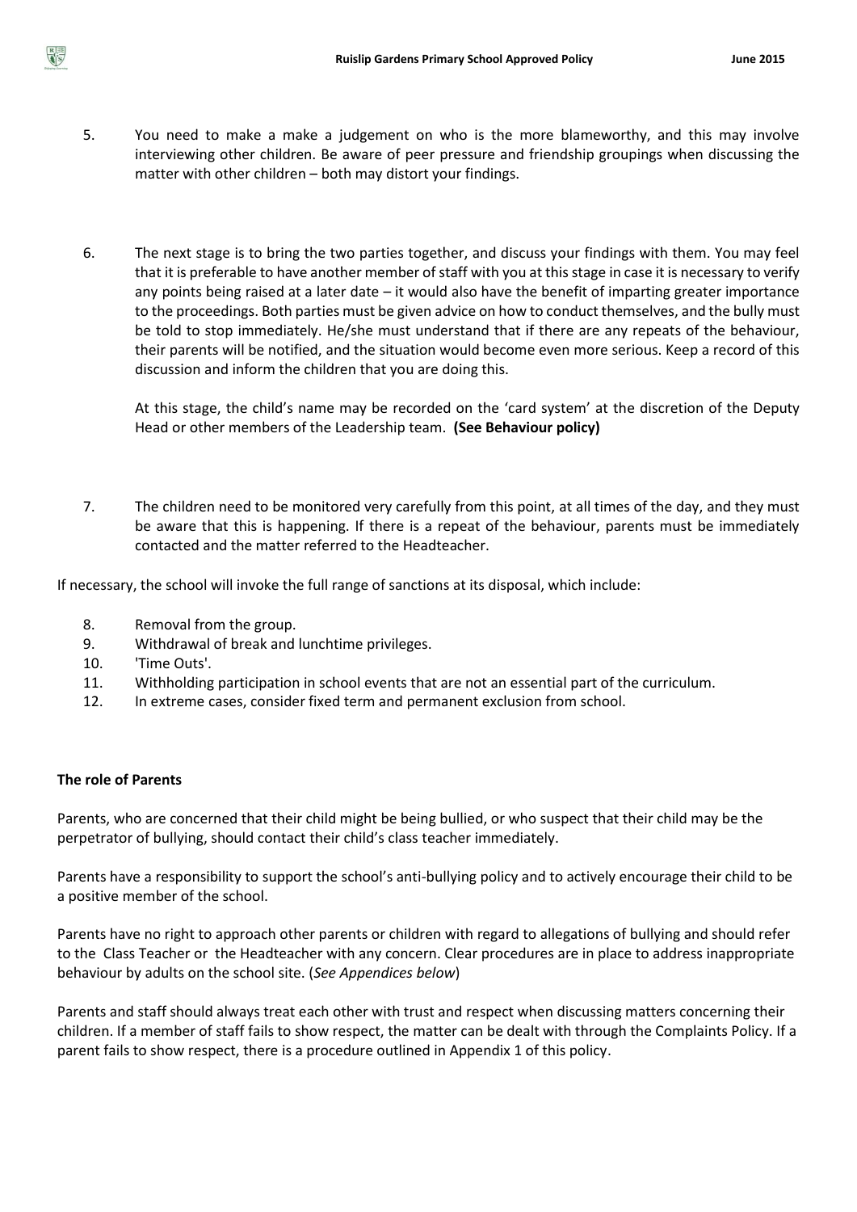5. You need to make a make a judgement on who is the more blameworthy, and this may involve interviewing other children. Be aware of peer pressure and friendship groupings when discussing the matter with other children – both may distort your findings.

6. The next stage is to bring the two parties together, and discuss your findings with them. You may feel that it is preferable to have another member of staff with you at this stage in case it is necessary to verify any points being raised at a later date – it would also have the benefit of imparting greater importance to the proceedings. Both parties must be given advice on how to conduct themselves, and the bully must be told to stop immediately. He/she must understand that if there are any repeats of the behaviour, their parents will be notified, and the situation would become even more serious. Keep a record of this discussion and inform the children that you are doing this.

   At this stage, the child's name may be recorded on the 'card system' at the discretion of the Deputy Head or other members of the Leadership team. **(See Behaviour policy)**

7. The children need to be monitored very carefully from this point, at all times of the day, and they must be aware that this is happening. If there is a repeat of the behaviour, parents must be immediately contacted and the matter referred to the Headteacher.

If necessary, the school will invoke the full range of sanctions at its disposal, which include:

8. Removal from the group.
9. Withdrawal of break and lunchtime privileges.
10. 'Time Outs'.
11. Withholding participation in school events that are not an essential part of the curriculum.
12. In extreme cases, consider fixed term and permanent exclusion from school.

**The role of Parents**

Parents, who are concerned that their child might be being bullied, or who suspect that their child may be the perpetrator of bullying, should contact their child's class teacher immediately.

Parents have a responsibility to support the school's anti-bullying policy and to actively encourage their child to be a positive member of the school.

Parents have no right to approach other parents or children with regard to allegations of bullying and should refer to the Class Teacher or the Headteacher with any concern. Clear procedures are in place to address inappropriate behaviour by adults on the school site. (*See Appendices below*)

Parents and staff should always treat each other with trust and respect when discussing matters concerning their children. If a member of staff fails to show respect, the matter can be dealt with through the Complaints Policy. If a parent fails to show respect, there is a procedure outlined in Appendix 1 of this policy.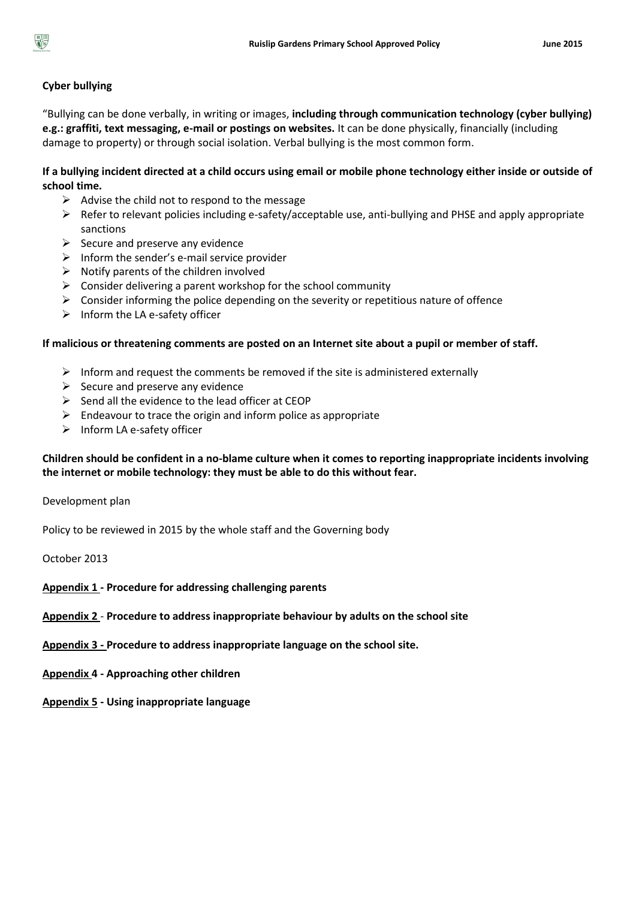**Cyber bullying**

"Bullying can be done verbally, in writing or images, **including through communication technology (cyber bullying) e.g.: graffiti, text messaging, e-mail or postings on websites.** It can be done physically, financially (including damage to property) or through social isolation. Verbal bullying is the most common form.

**If a bullying incident directed at a child occurs using email or mobile phone technology either inside or outside of school time.**

- Advise the child not to respond to the message
- Refer to relevant policies including e-safety/acceptable use, anti-bullying and PHSE and apply appropriate sanctions
- Secure and preserve any evidence
- Inform the sender's e-mail service provider
- Notify parents of the children involved
- Consider delivering a parent workshop for the school community
- Consider informing the police depending on the severity or repetitious nature of offence
- Inform the LA e-safety officer

**If malicious or threatening comments are posted on an Internet site about a pupil or member of staff.**

- Inform and request the comments be removed if the site is administered externally
- Secure and preserve any evidence
- Send all the evidence to the lead officer at CEOP
- Endeavour to trace the origin and inform police as appropriate
- Inform LA e-safety officer

**Children should be confident in a no-blame culture when it comes to reporting inappropriate incidents involving the internet or mobile technology: they must be able to do this without fear.**

Development plan

Policy to be reviewed in 2015 by the whole staff and the Governing body

October 2013

**<u>Appendix 1</u> - Procedure for addressing challenging parents**

**<u>Appendix 2</u>** - **Procedure to address inappropriate behaviour by adults on the school site**

**<u>Appendix 3 -</u> Procedure to address inappropriate language on the school site.**

**<u>Appendix</u> 4 - Approaching other children**

**<u>Appendix 5</u> - Using inappropriate language**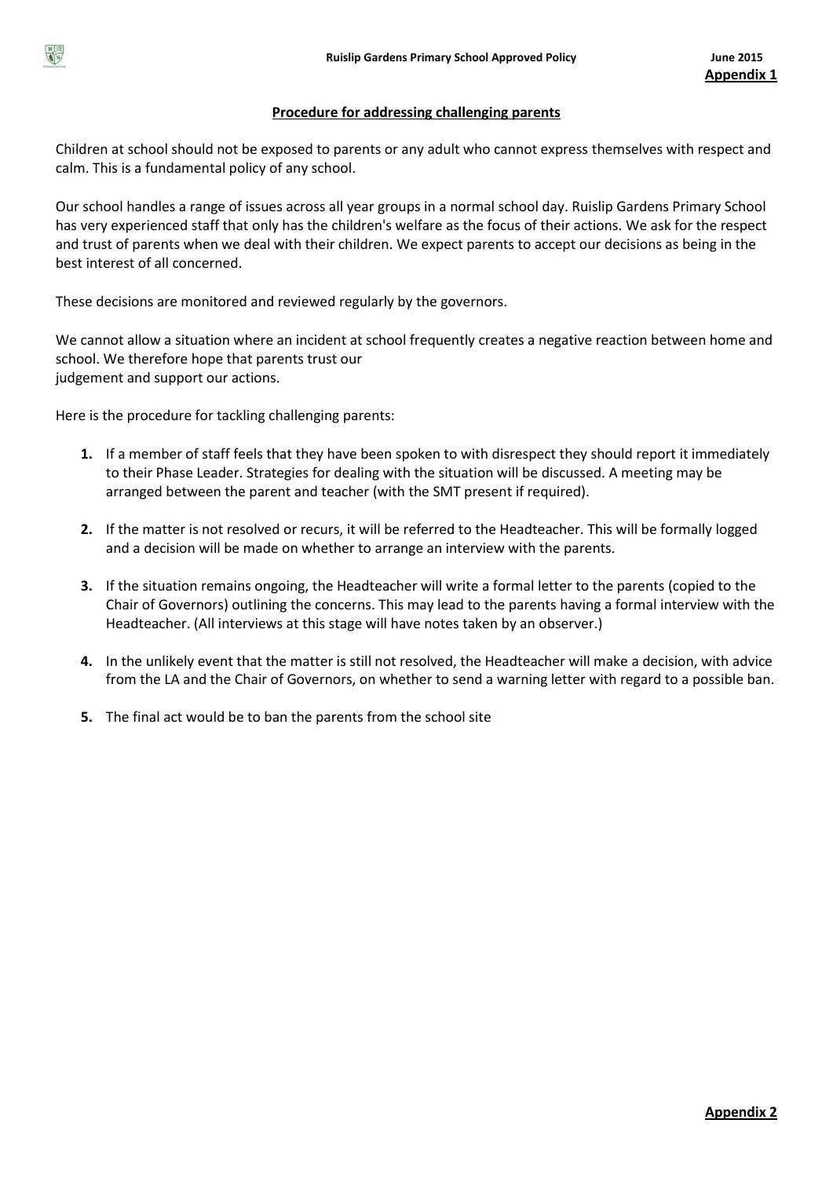**Appendix 1**

## Procedure for addressing challenging parents

Children at school should not be exposed to parents or any adult who cannot express themselves with respect and calm. This is a fundamental policy of any school.

Our school handles a range of issues across all year groups in a normal school day. Ruislip Gardens Primary School has very experienced staff that only has the children's welfare as the focus of their actions. We ask for the respect and trust of parents when we deal with their children. We expect parents to accept our decisions as being in the best interest of all concerned.

These decisions are monitored and reviewed regularly by the governors.

We cannot allow a situation where an incident at school frequently creates a negative reaction between home and school. We therefore hope that parents trust our judgement and support our actions.

Here is the procedure for tackling challenging parents:

1. If a member of staff feels that they have been spoken to with disrespect they should report it immediately to their Phase Leader. Strategies for dealing with the situation will be discussed. A meeting may be arranged between the parent and teacher (with the SMT present if required).
2. If the matter is not resolved or recurs, it will be referred to the Headteacher. This will be formally logged and a decision will be made on whether to arrange an interview with the parents.
3. If the situation remains ongoing, the Headteacher will write a formal letter to the parents (copied to the Chair of Governors) outlining the concerns. This may lead to the parents having a formal interview with the Headteacher. (All interviews at this stage will have notes taken by an observer.)
4. In the unlikely event that the matter is still not resolved, the Headteacher will make a decision, with advice from the LA and the Chair of Governors, on whether to send a warning letter with regard to a possible ban.
5. The final act would be to ban the parents from the school site

**Appendix 2**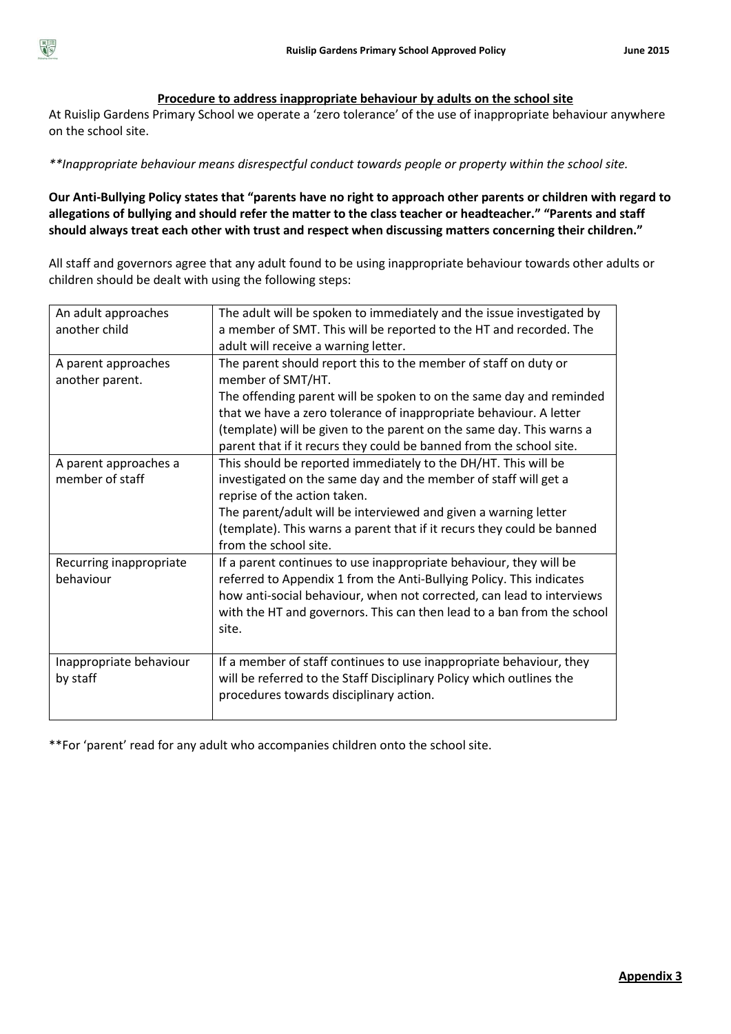## Procedure to address inappropriate behaviour by adults on the school site

At Ruislip Gardens Primary School we operate a 'zero tolerance' of the use of inappropriate behaviour anywhere on the school site.

*\*\*Inappropriate behaviour means disrespectful conduct towards people or property within the school site.*

**Our Anti-Bullying Policy states that "parents have no right to approach other parents or children with regard to allegations of bullying and should refer the matter to the class teacher or headteacher." "Parents and staff should always treat each other with trust and respect when discussing matters concerning their children."**

All staff and governors agree that any adult found to be using inappropriate behaviour towards other adults or children should be dealt with using the following steps:

| | |
|---|---|
| An adult approaches another child | The adult will be spoken to immediately and the issue investigated by a member of SMT. This will be reported to the HT and recorded. The adult will receive a warning letter. |
| A parent approaches another parent. | The parent should report this to the member of staff on duty or member of SMT/HT. The offending parent will be spoken to on the same day and reminded that we have a zero tolerance of inappropriate behaviour. A letter (template) will be given to the parent on the same day. This warns a parent that if it recurs they could be banned from the school site. |
| A parent approaches a member of staff | This should be reported immediately to the DH/HT. This will be investigated on the same day and the member of staff will get a reprise of the action taken. The parent/adult will be interviewed and given a warning letter (template). This warns a parent that if it recurs they could be banned from the school site. |
| Recurring inappropriate behaviour | If a parent continues to use inappropriate behaviour, they will be referred to Appendix 1 from the Anti-Bullying Policy. This indicates how anti-social behaviour, when not corrected, can lead to interviews with the HT and governors. This can then lead to a ban from the school site. |
| Inappropriate behaviour by staff | If a member of staff continues to use inappropriate behaviour, they will be referred to the Staff Disciplinary Policy which outlines the procedures towards disciplinary action. |

\*\*For 'parent' read for any adult who accompanies children onto the school site.

**Appendix 3**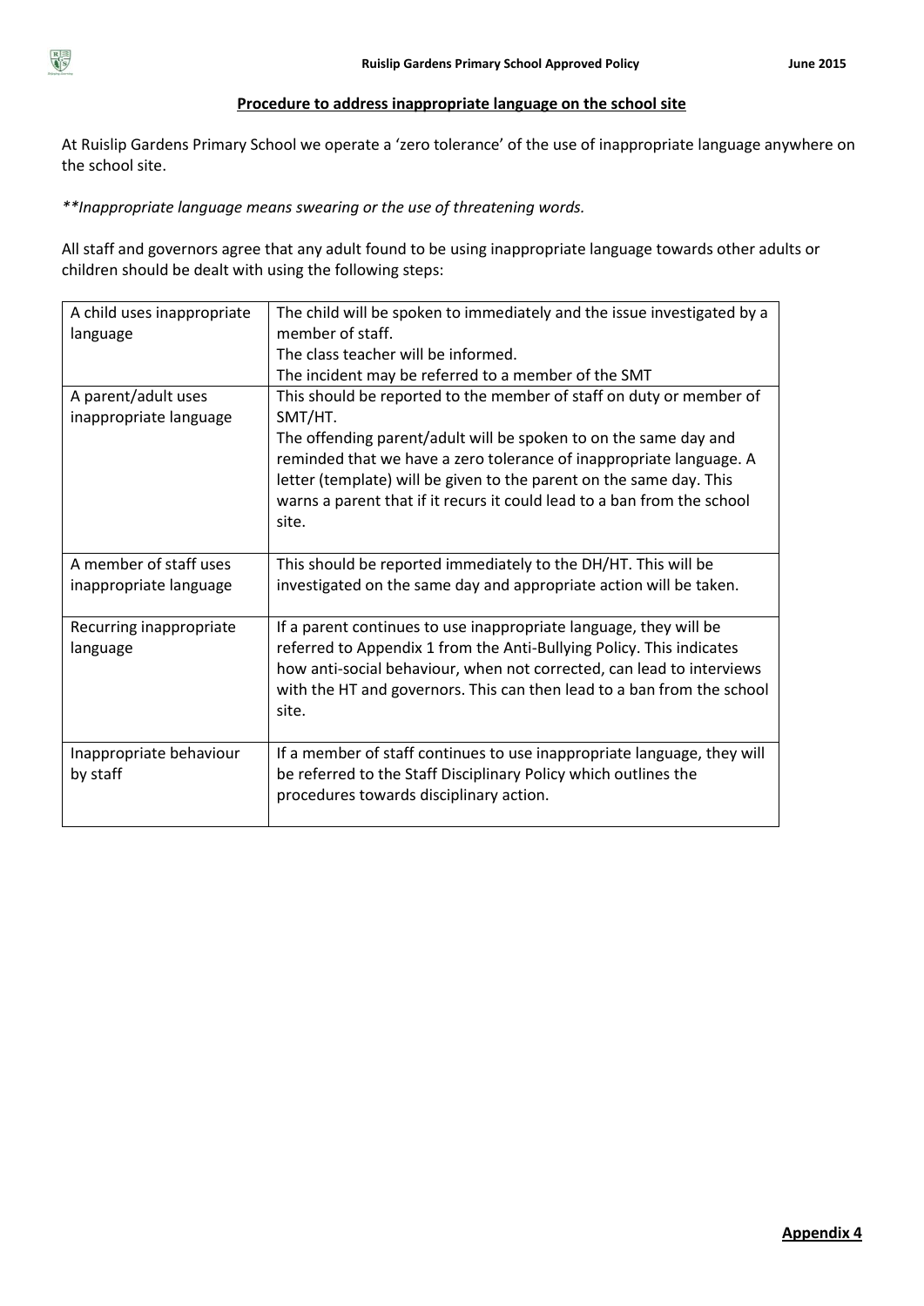## Procedure to address inappropriate language on the school site

At Ruislip Gardens Primary School we operate a 'zero tolerance' of the use of inappropriate language anywhere on the school site.

***\*Inappropriate language means swearing or the use of threatening words.*

All staff and governors agree that any adult found to be using inappropriate language towards other adults or children should be dealt with using the following steps:

| | |
|---|---|
| A child uses inappropriate language | The child will be spoken to immediately and the issue investigated by a member of staff.<br>The class teacher will be informed.<br>The incident may be referred to a member of the SMT |
| A parent/adult uses inappropriate language | This should be reported to the member of staff on duty or member of SMT/HT.<br>The offending parent/adult will be spoken to on the same day and reminded that we have a zero tolerance of inappropriate language. A letter (template) will be given to the parent on the same day. This warns a parent that if it recurs it could lead to a ban from the school site. |
| A member of staff uses inappropriate language | This should be reported immediately to the DH/HT. This will be investigated on the same day and appropriate action will be taken. |
| Recurring inappropriate language | If a parent continues to use inappropriate language, they will be referred to Appendix 1 from the Anti-Bullying Policy. This indicates how anti-social behaviour, when not corrected, can lead to interviews with the HT and governors. This can then lead to a ban from the school site. |
| Inappropriate behaviour by staff | If a member of staff continues to use inappropriate language, they will be referred to the Staff Disciplinary Policy which outlines the procedures towards disciplinary action. |

**Appendix 4**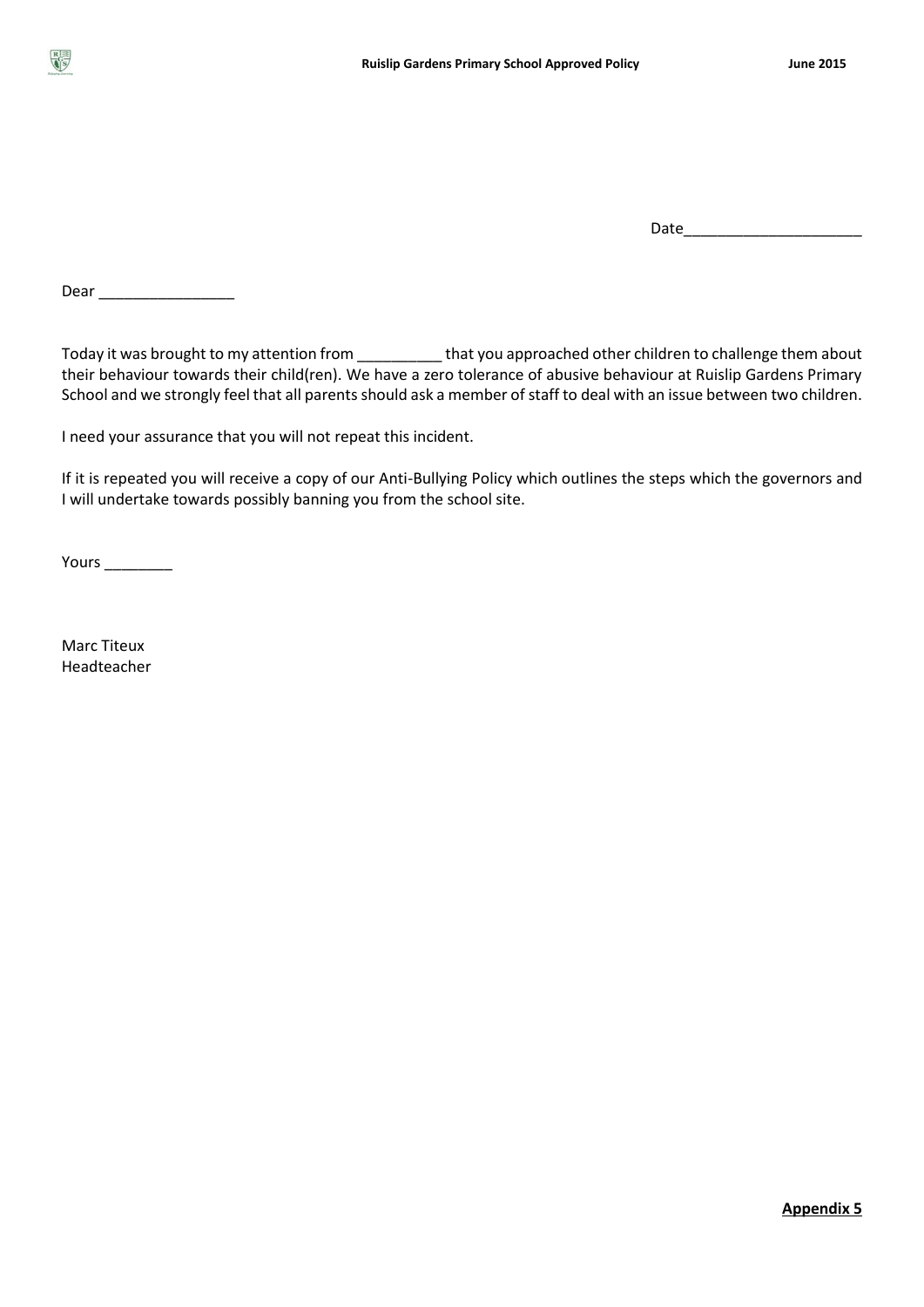Date_____________________

Dear ________________

Today it was brought to my attention from __________ that you approached other children to challenge them about their behaviour towards their child(ren). We have a zero tolerance of abusive behaviour at Ruislip Gardens Primary School and we strongly feel that all parents should ask a member of staff to deal with an issue between two children.

I need your assurance that you will not repeat this incident.

If it is repeated you will receive a copy of our Anti-Bullying Policy which outlines the steps which the governors and I will undertake towards possibly banning you from the school site.

Yours ________

Marc Titeux
Headteacher

**Appendix 5**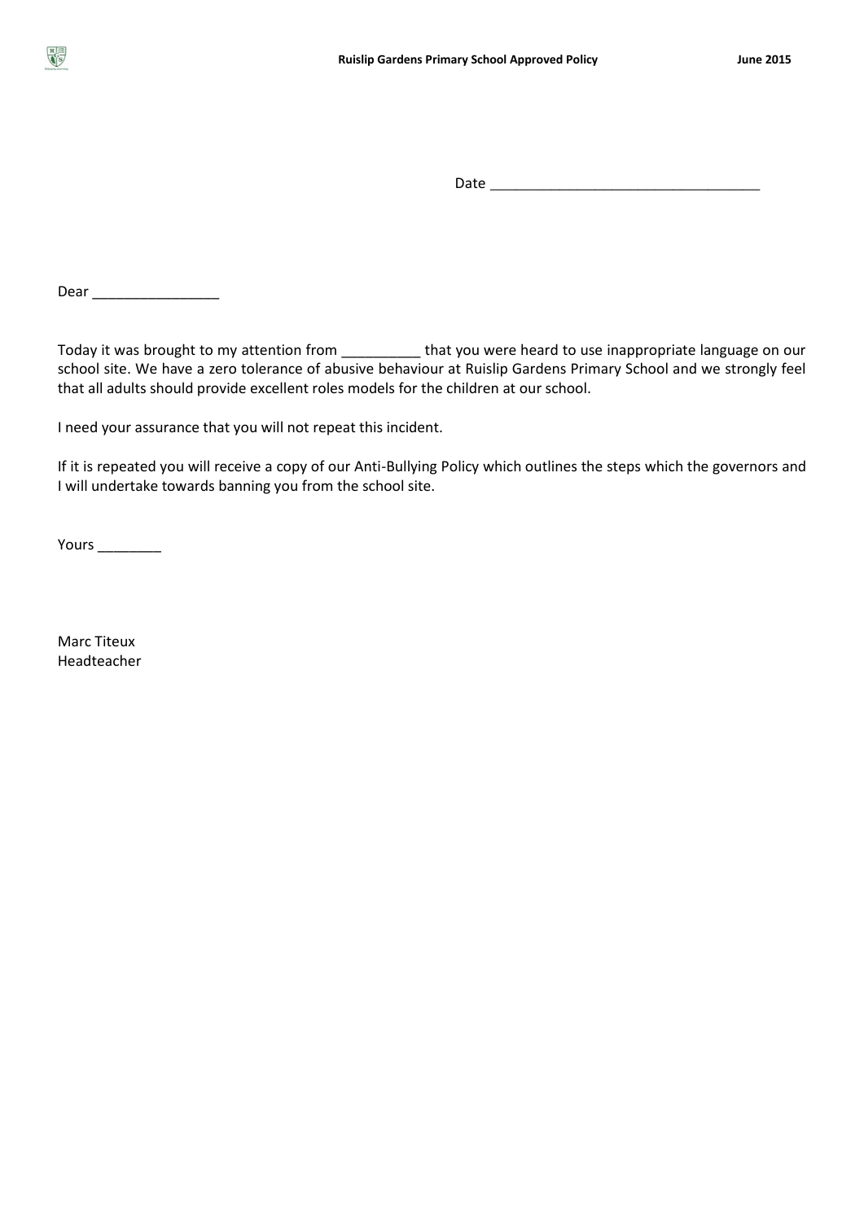Date ___________________________________

Dear ________________

Today it was brought to my attention from __________ that you were heard to use inappropriate language on our school site. We have a zero tolerance of abusive behaviour at Ruislip Gardens Primary School and we strongly feel that all adults should provide excellent roles models for the children at our school.

I need your assurance that you will not repeat this incident.

If it is repeated you will receive a copy of our Anti-Bullying Policy which outlines the steps which the governors and I will undertake towards banning you from the school site.

Yours ________

Marc Titeux
Headteacher